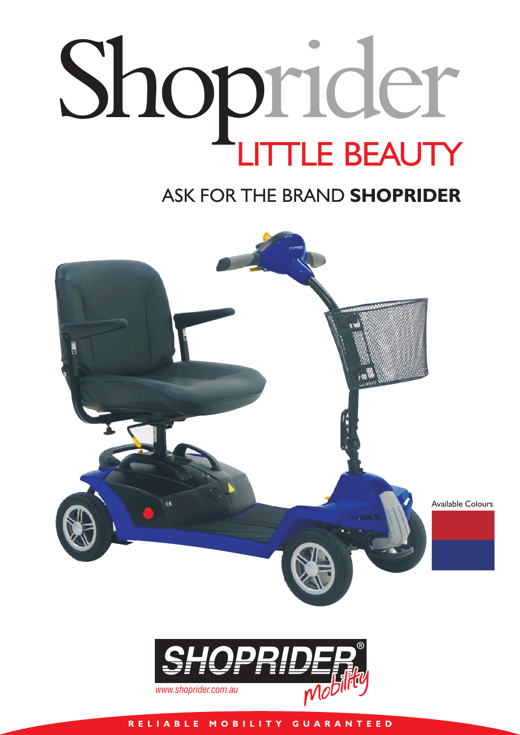# Shoprider

## LITTLE BEAUTY

ASK FOR THE BRAND **SHOPRIDER**

Available Colours

SHOPRIDER® mobility

www.shoprider.com.au

RELIABLE MOBILITY GUARANTEED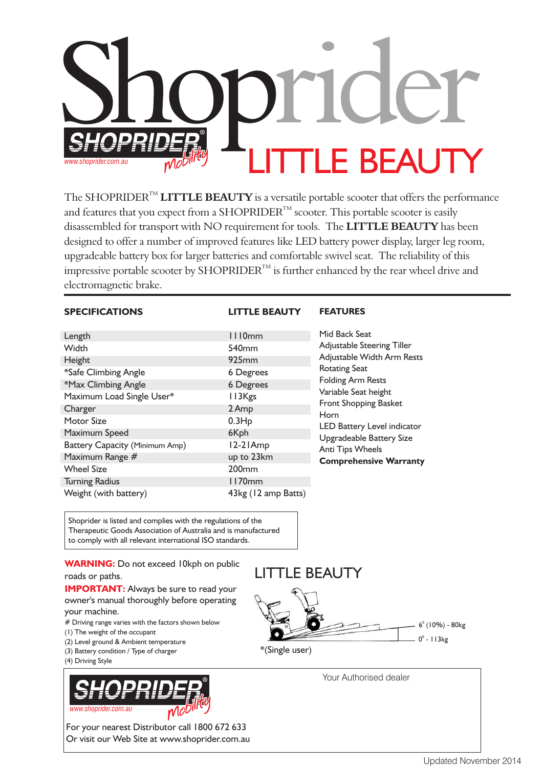# Shoprider

SHOPRIDER® mobility www.shoprider.com.au

## LITTLE BEAUTY

The SHOPRIDER™ **LITTLE BEAUTY** is a versatile portable scooter that offers the performance and features that you expect from a SHOPRIDER™ scooter. This portable scooter is easily disassembled for transport with NO requirement for tools. The **LITTLE BEAUTY** has been designed to offer a number of improved features like LED battery power display, larger leg room, upgradeable battery box for larger batteries and comfortable swivel seat. The reliability of this impressive portable scooter by SHOPRIDER™ is further enhanced by the rear wheel drive and electromagnetic brake.

| SPECIFICATIONS | LITTLE BEAUTY |
|---|---|
| Length | 1110mm |
| Width | 540mm |
| Height | 925mm |
| *Safe Climbing Angle | 6 Degrees |
| *Max Climbing Angle | 6 Degrees |
| Maximum Load Single User* | 113Kgs |
| Charger | 2 Amp |
| Motor Size | 0.3Hp |
| Maximum Speed | 6Kph |
| Battery Capacity (Minimum Amp) | 12-21Amp |
| Maximum Range # | up to 23km |
| Wheel Size | 200mm |
| Turning Radius | 1170mm |
| Weight (with battery) | 43kg (12 amp Batts) |

**FEATURES**

- Mid Back Seat
- Adjustable Steering Tiller
- Adjustable Width Arm Rests
- Rotating Seat
- Folding Arm Rests
- Variable Seat height
- Front Shopping Basket
- Horn
- LED Battery Level indicator
- Upgradeable Battery Size
- Anti Tips Wheels
- **Comprehensive Warranty**

Shoprider is listed and complies with the regulations of the Therapeutic Goods Association of Australia and is manufactured to comply with all relevant international ISO standards.

**WARNING:** Do not exceed 10kph on public roads or paths.

**IMPORTANT:** Always be sure to read your owner's manual thoroughly before operating your machine.

# Driving range varies with the factors shown below
(1) The weight of the occupant
(2) Level ground & Ambient temperature
(3) Battery condition / Type of charger
(4) Driving Style

LITTLE BEAUTY

6° (10%) - 80kg
0° - 113kg

*(Single user)

SHOPRIDER® mobility www.shoprider.com.au

For your nearest Distributor call 1800 672 633
Or visit our Web Site at www.shoprider.com.au

Your Authorised dealer

Updated November 2014